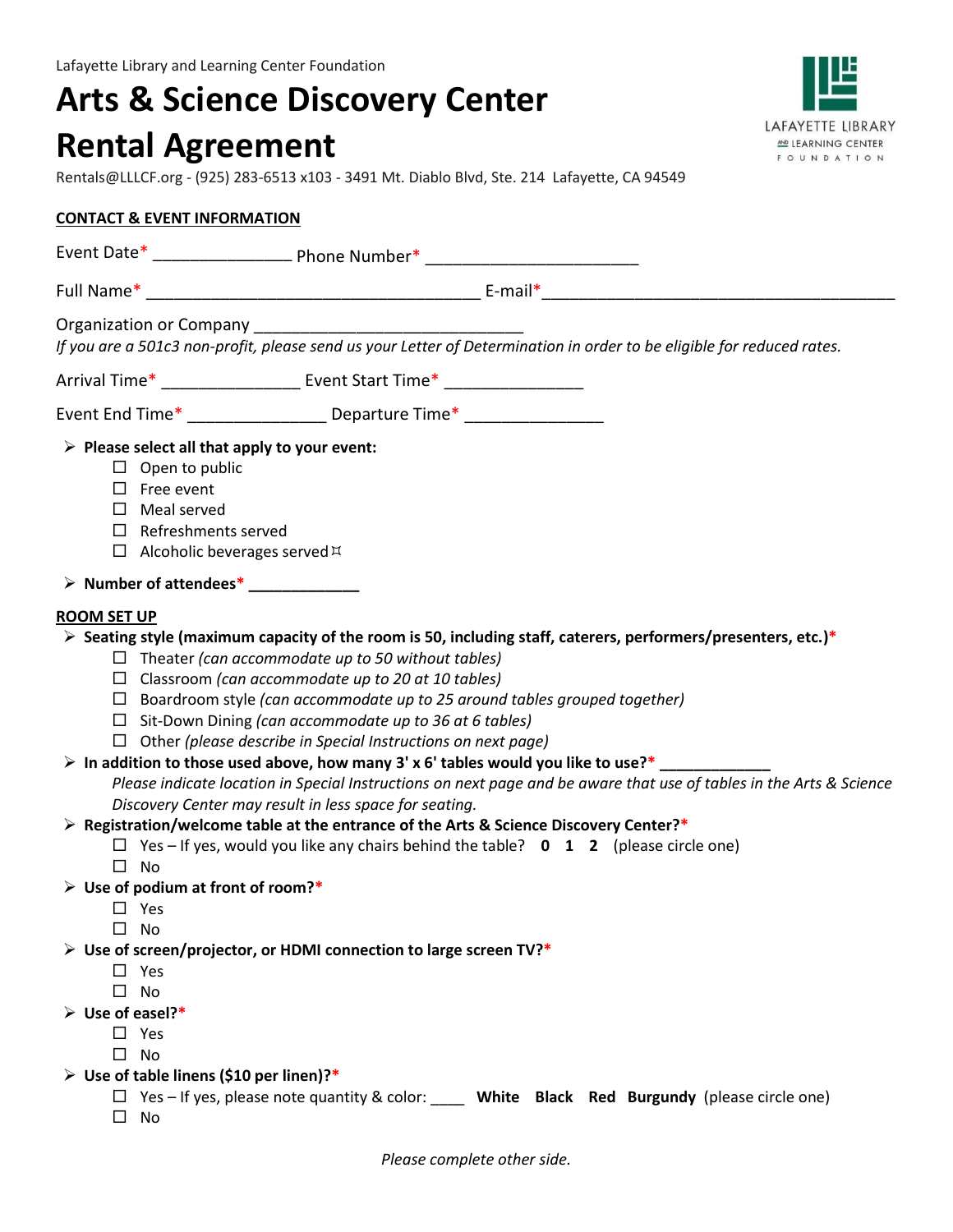Lafayette Library and Learning Center Foundation

# Arts & Science Discovery Center Rental Agreement

Rentals@LLLCF.org - (925) 283-6513 x103 - 3491 Mt. Diablo Blvd, Ste. 214 Lafayette, CA 94549

LAFAYETTE LIBRARY AND LEARNING CENTER FOUNDATION

## CONTACT & EVENT INFORMATION

Event Date* _______________ Phone Number* _______________________

Full Name* _____________________________________ E-mail*_______________________________________

Organization or Company _____________________________

*If you are a 501c3 non-profit, please send us your Letter of Determination in order to be eligible for reduced rates.*

Arrival Time* _______________ Event Start Time* _______________

Event End Time* _______________ Departure Time* _______________

- **Please select all that apply to your event:**
  - ☐ Open to public
  - ☐ Free event
  - ☐ Meal served
  - ☐ Refreshments served
  - ☐ Alcoholic beverages served ⌑
- **Number of attendees*** _____________

## ROOM SET UP

- **Seating style (maximum capacity of the room is 50, including staff, caterers, performers/presenters, etc.)***
  - ☐ Theater *(can accommodate up to 50 without tables)*
  - ☐ Classroom *(can accommodate up to 20 at 10 tables)*
  - ☐ Boardroom style *(can accommodate up to 25 around tables grouped together)*
  - ☐ Sit-Down Dining *(can accommodate up to 36 at 6 tables)*
  - ☐ Other *(please describe in Special Instructions on next page)*
- **In addition to those used above, how many 3' x 6' tables would you like to use?*** _____________

  *Please indicate location in Special Instructions on next page and be aware that use of tables in the Arts & Science Discovery Center may result in less space for seating.*
- **Registration/welcome table at the entrance of the Arts & Science Discovery Center?***
  - ☐ Yes – If yes, would you like any chairs behind the table? **0 1 2** (please circle one)
  - ☐ No
- **Use of podium at front of room?***
  - ☐ Yes
  - ☐ No
- **Use of screen/projector, or HDMI connection to large screen TV?***
  - ☐ Yes
  - ☐ No
- **Use of easel?***
  - ☐ Yes
  - ☐ No
- **Use of table linens ($10 per linen)?***
  - ☐ Yes – If yes, please note quantity & color: ____ **White Black Red Burgundy** (please circle one)
  - ☐ No

*Please complete other side.*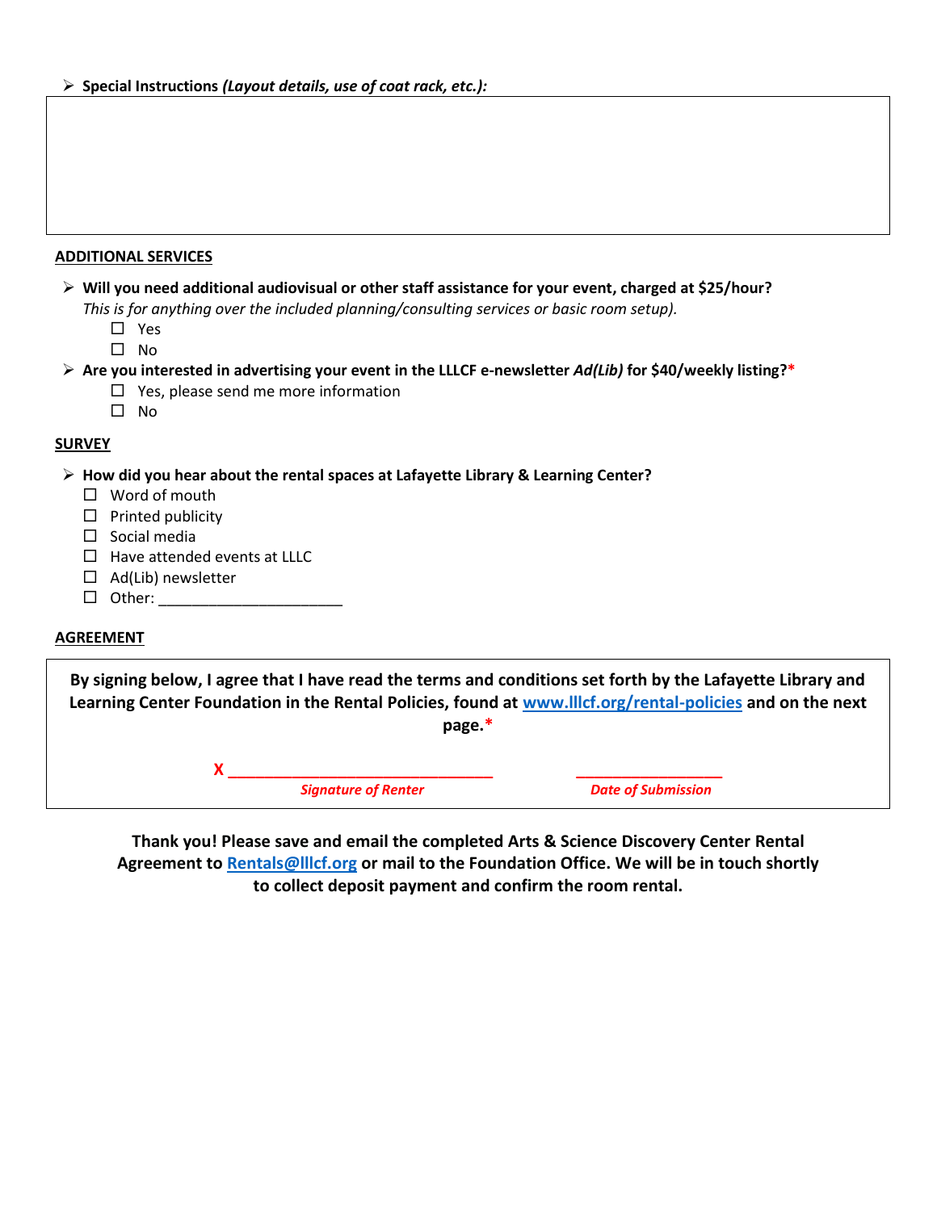- **Special Instructions** ***(Layout details, use of coat rack, etc.):***

&nbsp;

## ADDITIONAL SERVICES

- **Will you need additional audiovisual or other staff assistance for your event, charged at $25/hour?**
  *This is for anything over the included planning/consulting services or basic room setup).*
  - ☐ Yes
  - ☐ No
- **Are you interested in advertising your event in the LLLCF e-newsletter *Ad(Lib)* for $40/weekly listing?***
  - ☐ Yes, please send me more information
  - ☐ No

## SURVEY

- **How did you hear about the rental spaces at Lafayette Library & Learning Center?**
  - ☐ Word of mouth
  - ☐ Printed publicity
  - ☐ Social media
  - ☐ Have attended events at LLLC
  - ☐ Ad(Lib) newsletter
  - ☐ Other: ______________________

## AGREEMENT

**By signing below, I agree that I have read the terms and conditions set forth by the Lafayette Library and Learning Center Foundation in the Rental Policies, found at [www.lllcf.org/rental-policies](http://www.lllcf.org/rental-policies) and on the next page.***

X ________________________________ ________________

***Signature of Renter*** ***Date of Submission***

**Thank you! Please save and email the completed Arts & Science Discovery Center Rental Agreement to [Rentals@lllcf.org](mailto:Rentals@lllcf.org) or mail to the Foundation Office. We will be in touch shortly to collect deposit payment and confirm the room rental.**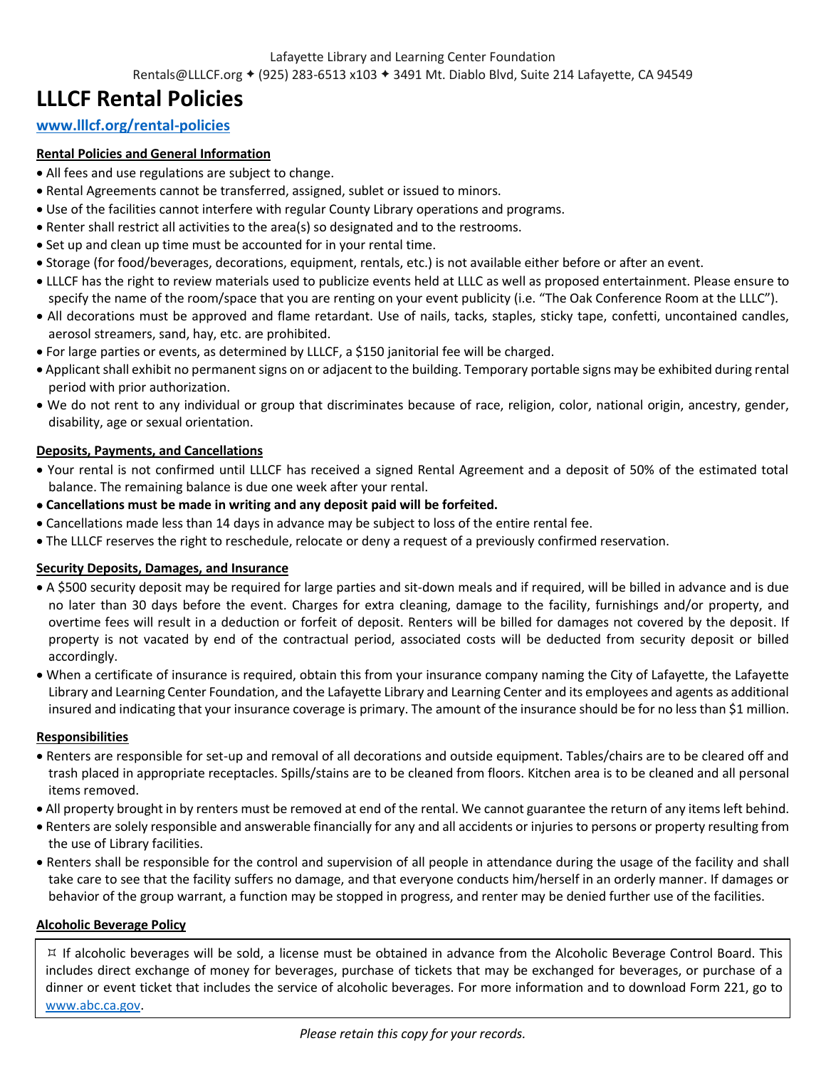Lafayette Library and Learning Center Foundation

Rentals@LLLCF.org ✦ (925) 283-6513 x103 ✦ 3491 Mt. Diablo Blvd, Suite 214 Lafayette, CA 94549

# LLLCF Rental Policies

[www.lllcf.org/rental-policies](www.lllcf.org/rental-policies)

## Rental Policies and General Information

- All fees and use regulations are subject to change.
- Rental Agreements cannot be transferred, assigned, sublet or issued to minors.
- Use of the facilities cannot interfere with regular County Library operations and programs.
- Renter shall restrict all activities to the area(s) so designated and to the restrooms.
- Set up and clean up time must be accounted for in your rental time.
- Storage (for food/beverages, decorations, equipment, rentals, etc.) is not available either before or after an event.
- LLLCF has the right to review materials used to publicize events held at LLLC as well as proposed entertainment. Please ensure to specify the name of the room/space that you are renting on your event publicity (i.e. "The Oak Conference Room at the LLLC").
- All decorations must be approved and flame retardant. Use of nails, tacks, staples, sticky tape, confetti, uncontained candles, aerosol streamers, sand, hay, etc. are prohibited.
- For large parties or events, as determined by LLLCF, a $150 janitorial fee will be charged.
- Applicant shall exhibit no permanent signs on or adjacent to the building. Temporary portable signs may be exhibited during rental period with prior authorization.
- We do not rent to any individual or group that discriminates because of race, religion, color, national origin, ancestry, gender, disability, age or sexual orientation.

## Deposits, Payments, and Cancellations

- Your rental is not confirmed until LLLCF has received a signed Rental Agreement and a deposit of 50% of the estimated total balance. The remaining balance is due one week after your rental.
- **Cancellations must be made in writing and any deposit paid will be forfeited.**
- Cancellations made less than 14 days in advance may be subject to loss of the entire rental fee.
- The LLLCF reserves the right to reschedule, relocate or deny a request of a previously confirmed reservation.

## Security Deposits, Damages, and Insurance

- A $500 security deposit may be required for large parties and sit-down meals and if required, will be billed in advance and is due no later than 30 days before the event. Charges for extra cleaning, damage to the facility, furnishings and/or property, and overtime fees will result in a deduction or forfeit of deposit. Renters will be billed for damages not covered by the deposit. If property is not vacated by end of the contractual period, associated costs will be deducted from security deposit or billed accordingly.
- When a certificate of insurance is required, obtain this from your insurance company naming the City of Lafayette, the Lafayette Library and Learning Center Foundation, and the Lafayette Library and Learning Center and its employees and agents as additional insured and indicating that your insurance coverage is primary. The amount of the insurance should be for no less than $1 million.

## Responsibilities

- Renters are responsible for set-up and removal of all decorations and outside equipment. Tables/chairs are to be cleared off and trash placed in appropriate receptacles. Spills/stains are to be cleaned from floors. Kitchen area is to be cleaned and all personal items removed.
- All property brought in by renters must be removed at end of the rental. We cannot guarantee the return of any items left behind.
- Renters are solely responsible and answerable financially for any and all accidents or injuries to persons or property resulting from the use of Library facilities.
- Renters shall be responsible for the control and supervision of all people in attendance during the usage of the facility and shall take care to see that the facility suffers no damage, and that everyone conducts him/herself in an orderly manner. If damages or behavior of the group warrant, a function may be stopped in progress, and renter may be denied further use of the facilities.

## Alcoholic Beverage Policy

¤ If alcoholic beverages will be sold, a license must be obtained in advance from the Alcoholic Beverage Control Board. This includes direct exchange of money for beverages, purchase of tickets that may be exchanged for beverages, or purchase of a dinner or event ticket that includes the service of alcoholic beverages. For more information and to download Form 221, go to [www.abc.ca.gov](www.abc.ca.gov).

*Please retain this copy for your records.*